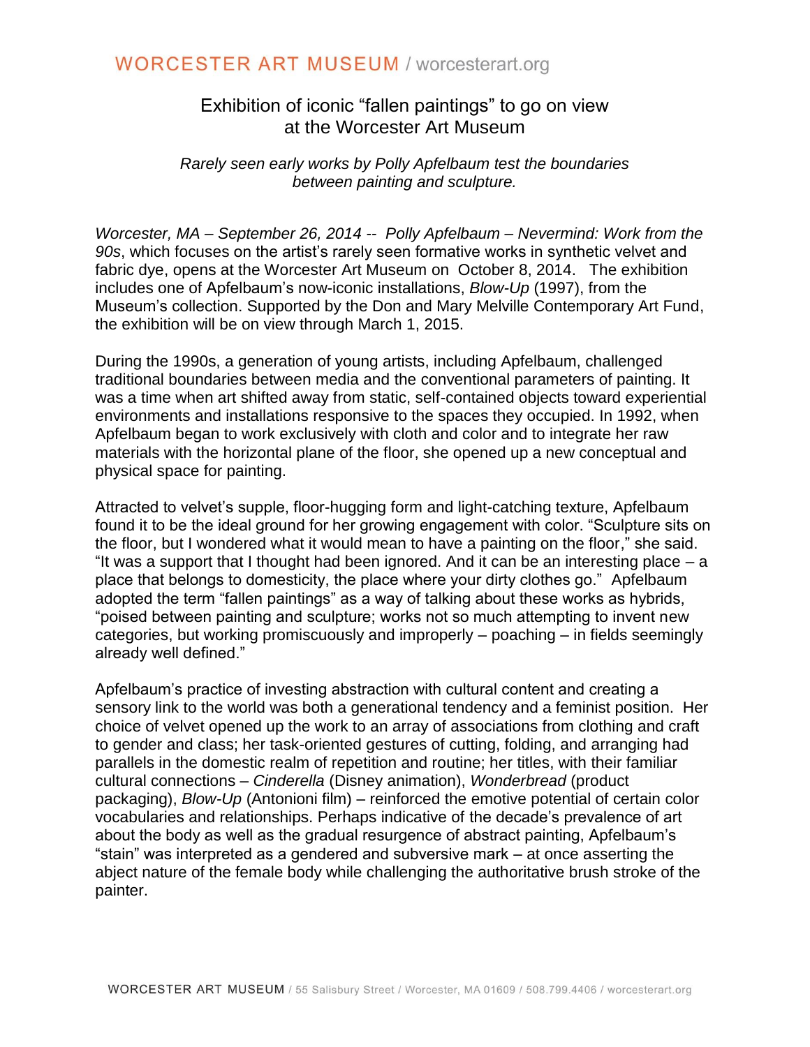# Exhibition of iconic "fallen paintings" to go on view at the Worcester Art Museum

*Rarely seen early works by Polly Apfelbaum test the boundaries between painting and sculpture.*

*Worcester, MA – September 26, 2014 -- Polly Apfelbaum – Nevermind: Work from the 90s*, which focuses on the artist's rarely seen formative works in synthetic velvet and fabric dye, opens at the Worcester Art Museum on October 8, 2014. The exhibition includes one of Apfelbaum's now-iconic installations, *Blow-Up* (1997), from the Museum's collection. Supported by the Don and Mary Melville Contemporary Art Fund, the exhibition will be on view through March 1, 2015.

During the 1990s, a generation of young artists, including Apfelbaum, challenged traditional boundaries between media and the conventional parameters of painting. It was a time when art shifted away from static, self-contained objects toward experiential environments and installations responsive to the spaces they occupied. In 1992, when Apfelbaum began to work exclusively with cloth and color and to integrate her raw materials with the horizontal plane of the floor, she opened up a new conceptual and physical space for painting.

Attracted to velvet's supple, floor-hugging form and light-catching texture, Apfelbaum found it to be the ideal ground for her growing engagement with color. "Sculpture sits on the floor, but I wondered what it would mean to have a painting on the floor," she said. "It was a support that I thought had been ignored. And it can be an interesting place – a place that belongs to domesticity, the place where your dirty clothes go." Apfelbaum adopted the term "fallen paintings" as a way of talking about these works as hybrids, "poised between painting and sculpture; works not so much attempting to invent new categories, but working promiscuously and improperly – poaching – in fields seemingly already well defined."

Apfelbaum's practice of investing abstraction with cultural content and creating a sensory link to the world was both a generational tendency and a feminist position. Her choice of velvet opened up the work to an array of associations from clothing and craft to gender and class; her task-oriented gestures of cutting, folding, and arranging had parallels in the domestic realm of repetition and routine; her titles, with their familiar cultural connections – *Cinderella* (Disney animation), *Wonderbread* (product packaging), *Blow-Up* (Antonioni film) – reinforced the emotive potential of certain color vocabularies and relationships. Perhaps indicative of the decade's prevalence of art about the body as well as the gradual resurgence of abstract painting, Apfelbaum's "stain" was interpreted as a gendered and subversive mark – at once asserting the abject nature of the female body while challenging the authoritative brush stroke of the painter.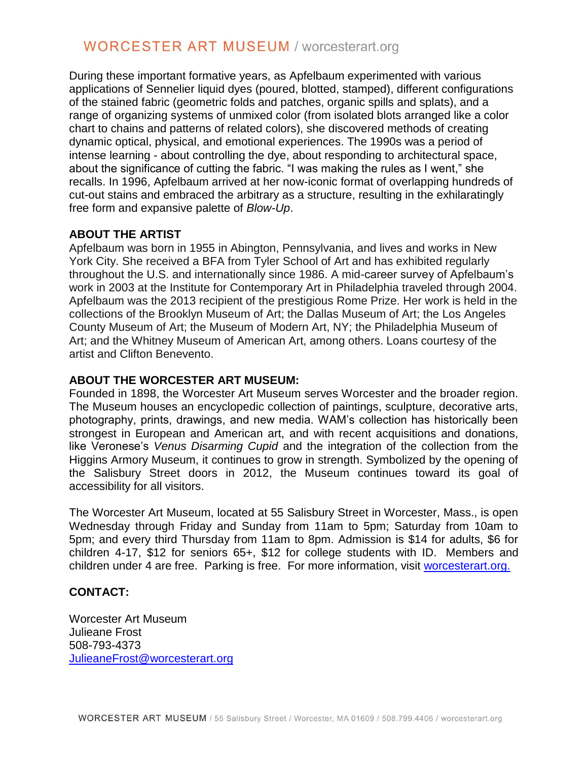During these important formative years, as Apfelbaum experimented with various applications of Sennelier liquid dyes (poured, blotted, stamped), different configurations of the stained fabric (geometric folds and patches, organic spills and splats), and a range of organizing systems of unmixed color (from isolated blots arranged like a color chart to chains and patterns of related colors), she discovered methods of creating dynamic optical, physical, and emotional experiences. The 1990s was a period of intense learning - about controlling the dye, about responding to architectural space, about the significance of cutting the fabric. "I was making the rules as I went," she recalls. In 1996, Apfelbaum arrived at her now-iconic format of overlapping hundreds of cut-out stains and embraced the arbitrary as a structure, resulting in the exhilaratingly free form and expansive palette of *Blow-Up*.

**ABOUT THE ARTIST**

Apfelbaum was born in 1955 in Abington, Pennsylvania, and lives and works in New York City. She received a BFA from Tyler School of Art and has exhibited regularly throughout the U.S. and internationally since 1986. A mid-career survey of Apfelbaum's work in 2003 at the Institute for Contemporary Art in Philadelphia traveled through 2004. Apfelbaum was the 2013 recipient of the prestigious Rome Prize. Her work is held in the collections of the Brooklyn Museum of Art; the Dallas Museum of Art; the Los Angeles County Museum of Art; the Museum of Modern Art, NY; the Philadelphia Museum of Art; and the Whitney Museum of American Art, among others. Loans courtesy of the artist and Clifton Benevento.

**ABOUT THE WORCESTER ART MUSEUM:**

Founded in 1898, the Worcester Art Museum serves Worcester and the broader region. The Museum houses an encyclopedic collection of paintings, sculpture, decorative arts, photography, prints, drawings, and new media. WAM's collection has historically been strongest in European and American art, and with recent acquisitions and donations, like Veronese's *Venus Disarming Cupid* and the integration of the collection from the Higgins Armory Museum, it continues to grow in strength. Symbolized by the opening of the Salisbury Street doors in 2012, the Museum continues toward its goal of accessibility for all visitors.

The Worcester Art Museum, located at 55 Salisbury Street in Worcester, Mass., is open Wednesday through Friday and Sunday from 11am to 5pm; Saturday from 10am to 5pm; and every third Thursday from 11am to 8pm. Admission is $14 for adults, $6 for children 4-17, $12 for seniors 65+, $12 for college students with ID. Members and children under 4 are free. Parking is free. For more information, visit worcesterart.org.

**CONTACT:**

Worcester Art Museum
Julieane Frost
508-793-4373
JulieaneFrost@worcesterart.org